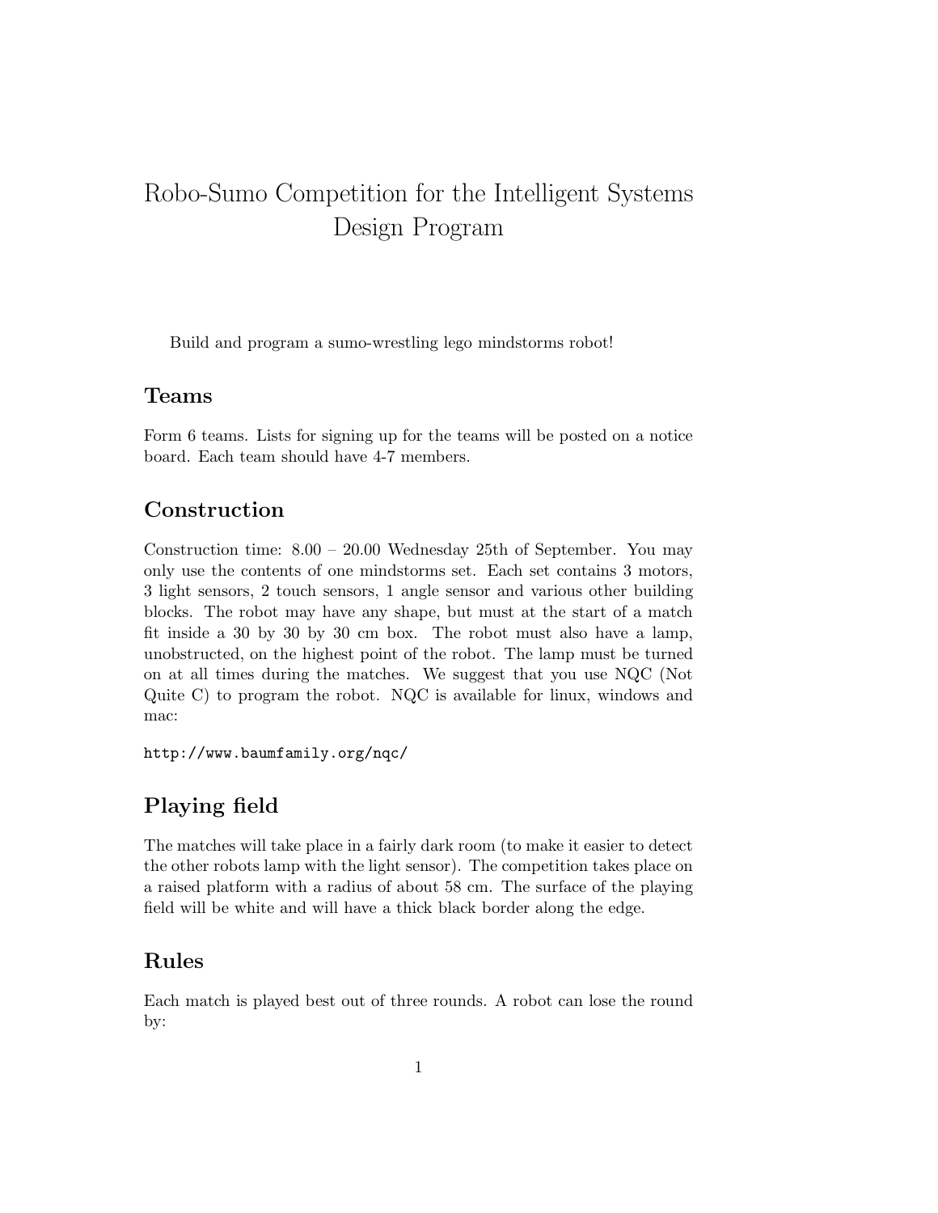# Robo-Sumo Competition for the Intelligent Systems Design Program

Build and program a sumo-wrestling lego mindstorms robot!

## Teams

Form 6 teams. Lists for signing up for the teams will be posted on a notice board. Each team should have 4-7 members.

## Construction

Construction time: 8.00 – 20.00 Wednesday 25th of September. You may only use the contents of one mindstorms set. Each set contains 3 motors, 3 light sensors, 2 touch sensors, 1 angle sensor and various other building blocks. The robot may have any shape, but must at the start of a match fit inside a 30 by 30 by 30 cm box. The robot must also have a lamp, unobstructed, on the highest point of the robot. The lamp must be turned on at all times during the matches. We suggest that you use NQC (Not Quite C) to program the robot. NQC is available for linux, windows and mac:

`http://www.baumfamily.org/nqc/`

## Playing field

The matches will take place in a fairly dark room (to make it easier to detect the other robots lamp with the light sensor). The competition takes place on a raised platform with a radius of about 58 cm. The surface of the playing field will be white and will have a thick black border along the edge.

## Rules

Each match is played best out of three rounds. A robot can lose the round by: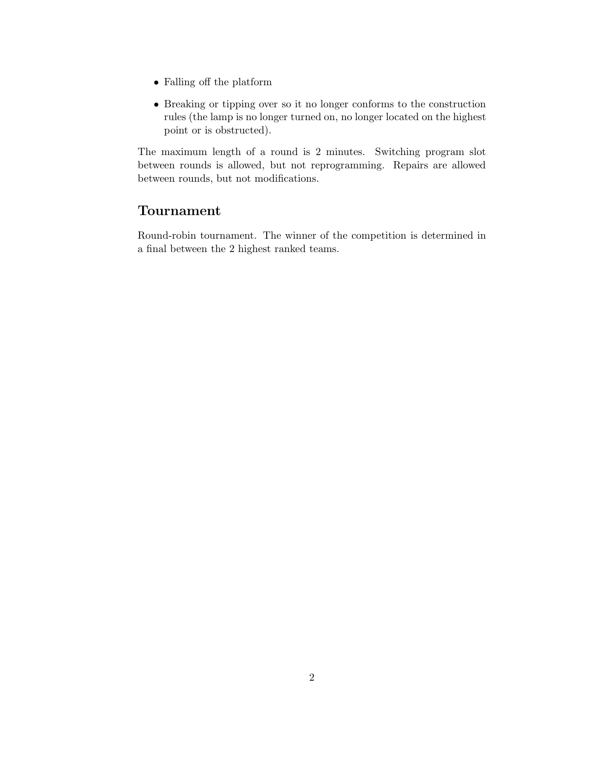- Falling off the platform
- Breaking or tipping over so it no longer conforms to the construction rules (the lamp is no longer turned on, no longer located on the highest point or is obstructed).

The maximum length of a round is 2 minutes. Switching program slot between rounds is allowed, but not reprogramming. Repairs are allowed between rounds, but not modifications.

## Tournament

Round-robin tournament. The winner of the competition is determined in a final between the 2 highest ranked teams.